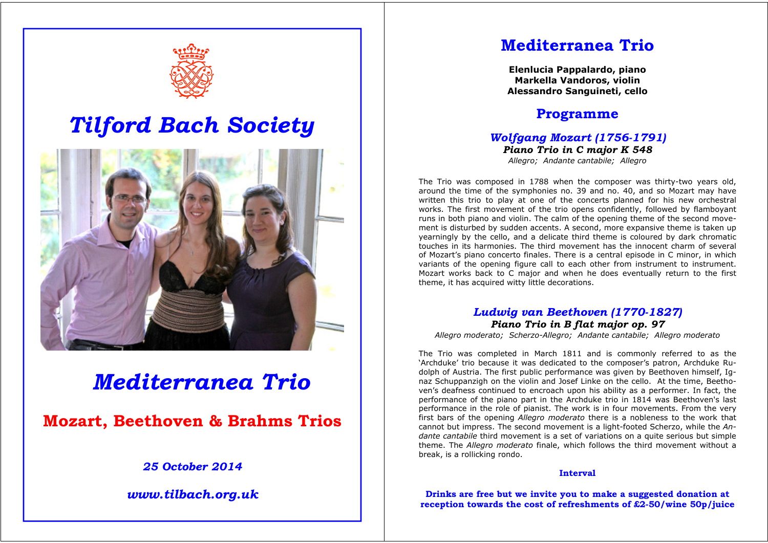# Tilford Bach Society

# Mediterranea Trio

## Mozart, Beethoven & Brahms Trios

*25 October 2014*

*www.tilbach.org.uk*

# Mediterranea Trio

**Elenlucia Pappalardo, piano**
**Markella Vandoros, violin**
**Alessandro Sanguineti, cello**

## Programme

### *Wolfgang Mozart (1756-1791)*

***Piano Trio in C major K 548***

*Allegro; Andante cantabile; Allegro*

The Trio was composed in 1788 when the composer was thirty-two years old, around the time of the symphonies no. 39 and no. 40, and so Mozart may have written this trio to play at one of the concerts planned for his new orchestral works. The first movement of the trio opens confidently, followed by flamboyant runs in both piano and violin. The calm of the opening theme of the second movement is disturbed by sudden accents. A second, more expansive theme is taken up yearningly by the cello, and a delicate third theme is coloured by dark chromatic touches in its harmonies. The third movement has the innocent charm of several of Mozart's piano concerto finales. There is a central episode in C minor, in which variants of the opening figure call to each other from instrument to instrument. Mozart works back to C major and when he does eventually return to the first theme, it has acquired witty little decorations.

### *Ludwig van Beethoven (1770-1827)*

***Piano Trio in B flat major op. 97***

*Allegro moderato; Scherzo-Allegro; Andante cantabile; Allegro moderato*

The Trio was completed in March 1811 and is commonly referred to as the 'Archduke' trio because it was dedicated to the composer's patron, Archduke Rudolph of Austria. The first public performance was given by Beethoven himself, Ignaz Schuppanzigh on the violin and Josef Linke on the cello. At the time, Beethoven's deafness continued to encroach upon his ability as a performer. In fact, the performance of the piano part in the Archduke trio in 1814 was Beethoven's last performance in the role of pianist. The work is in four movements. From the very first bars of the opening *Allegro moderato* there is a nobleness to the work that cannot but impress. The second movement is a light-footed Scherzo, while the *Andante cantabile* third movement is a set of variations on a quite serious but simple theme. The *Allegro moderato* finale, which follows the third movement without a break, is a rollicking rondo.

**Interval**

**Drinks are free but we invite you to make a suggested donation at reception towards the cost of refreshments of £2-50/wine 50p/juice**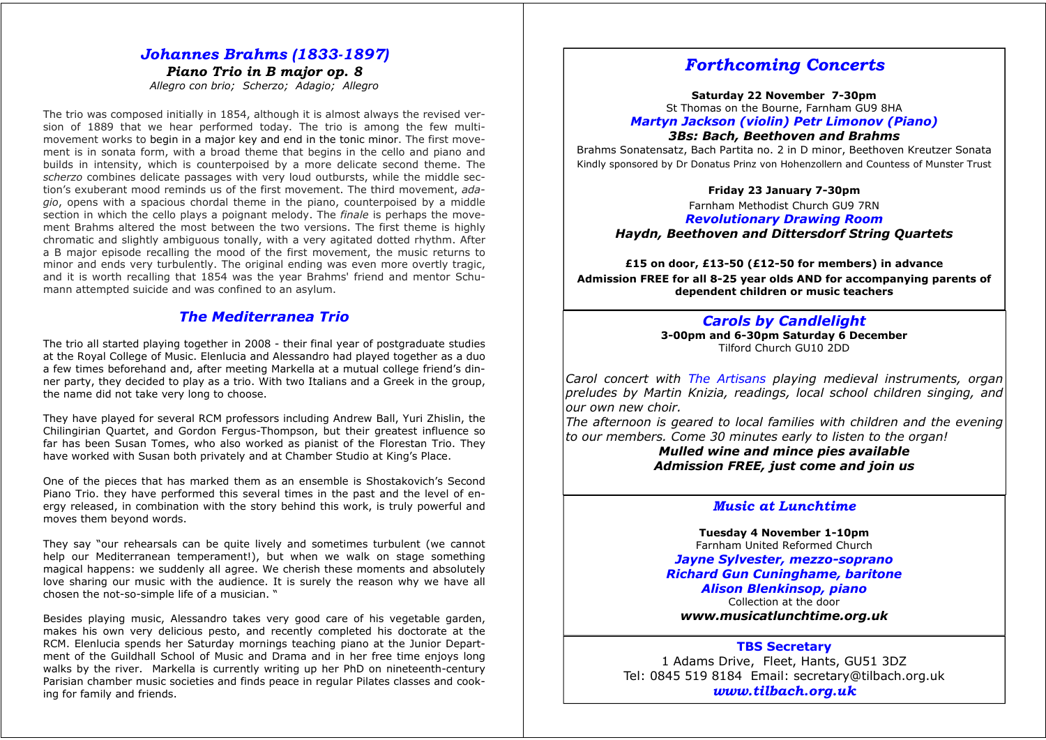## *Johannes Brahms (1833-1897)*

### *Piano Trio in B major op. 8*

*Allegro con brio; Scherzo; Adagio; Allegro*

The trio was composed initially in 1854, although it is almost always the revised version of 1889 that we hear performed today. The trio is among the few multi-movement works to begin in a major key and end in the tonic minor. The first movement is in sonata form, with a broad theme that begins in the cello and piano and builds in intensity, which is counterpoised by a more delicate second theme. The *scherzo* combines delicate passages with very loud outbursts, while the middle section's exuberant mood reminds us of the first movement. The third movement, *adagio*, opens with a spacious chordal theme in the piano, counterpoised by a middle section in which the cello plays a poignant melody. The *finale* is perhaps the movement Brahms altered the most between the two versions. The first theme is highly chromatic and slightly ambiguous tonally, with a very agitated dotted rhythm. After a B major episode recalling the mood of the first movement, the music returns to minor and ends very turbulently. The original ending was even more overtly tragic, and it is worth recalling that 1854 was the year Brahms' friend and mentor Schumann attempted suicide and was confined to an asylum.

## *The Mediterranea Trio*

The trio all started playing together in 2008 - their final year of postgraduate studies at the Royal College of Music. Elenlucia and Alessandro had played together as a duo a few times beforehand and, after meeting Markella at a mutual college friend's dinner party, they decided to play as a trio. With two Italians and a Greek in the group, the name did not take very long to choose.

They have played for several RCM professors including Andrew Ball, Yuri Zhislin, the Chilingirian Quartet, and Gordon Fergus-Thompson, but their greatest influence so far has been Susan Tomes, who also worked as pianist of the Florestan Trio. They have worked with Susan both privately and at Chamber Studio at King's Place.

One of the pieces that has marked them as an ensemble is Shostakovich's Second Piano Trio. they have performed this several times in the past and the level of energy released, in combination with the story behind this work, is truly powerful and moves them beyond words.

They say "our rehearsals can be quite lively and sometimes turbulent (we cannot help our Mediterranean temperament!), but when we walk on stage something magical happens: we suddenly all agree. We cherish these moments and absolutely love sharing our music with the audience. It is surely the reason why we have all chosen the not-so-simple life of a musician. "

Besides playing music, Alessandro takes very good care of his vegetable garden, makes his own very delicious pesto, and recently completed his doctorate at the RCM. Elenlucia spends her Saturday mornings teaching piano at the Junior Department of the Guildhall School of Music and Drama and in her free time enjoys long walks by the river. Markella is currently writing up her PhD on nineteenth-century Parisian chamber music societies and finds peace in regular Pilates classes and cooking for family and friends.

## *Forthcoming Concerts*

**Saturday 22 November 7-30pm**
St Thomas on the Bourne, Farnham GU9 8HA
***Martyn Jackson (violin) Petr Limonov (Piano)***
***3Bs: Bach, Beethoven and Brahms***
Brahms Sonatensatz, Bach Partita no. 2 in D minor, Beethoven Kreutzer Sonata
Kindly sponsored by Dr Donatus Prinz von Hohenzollern and Countess of Munster Trust

**Friday 23 January 7-30pm**
Farnham Methodist Church GU9 7RN
***Revolutionary Drawing Room***
***Haydn, Beethoven and Dittersdorf String Quartets***

**£15 on door, £13-50 (£12-50 for members) in advance**
**Admission FREE for all 8-25 year olds AND for accompanying parents of dependent children or music teachers**

## *Carols by Candlelight*

**3-00pm and 6-30pm Saturday 6 December**
Tilford Church GU10 2DD

*Carol concert with The Artisans playing medieval instruments, organ preludes by Martin Knizia, readings, local school children singing, and our own new choir.*
*The afternoon is geared to local families with children and the evening to our members. Come 30 minutes early to listen to the organ!*

***Mulled wine and mince pies available***
***Admission FREE, just come and join us***

## *Music at Lunchtime*

**Tuesday 4 November 1-10pm**
Farnham United Reformed Church
***Jayne Sylvester, mezzo-soprano***
***Richard Gun Cuninghame, baritone***
***Alison Blenkinsop, piano***
Collection at the door
***www.musicatlunchtime.org.uk***

**TBS Secretary**
1 Adams Drive, Fleet, Hants, GU51 3DZ
Tel: 0845 519 8184 Email: secretary@tilbach.org.uk
***www.tilbach.org.uk***